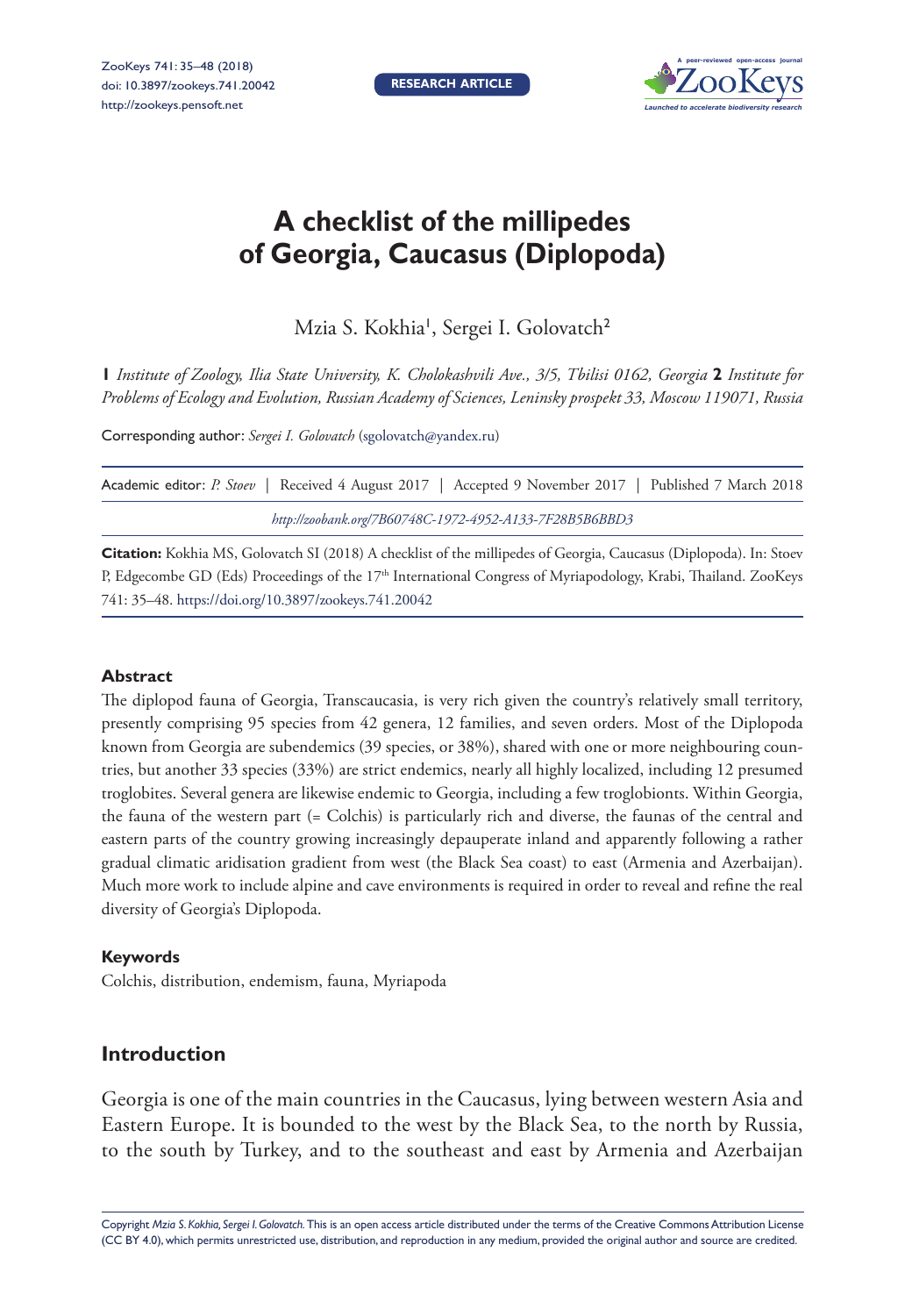# A checklist of the millipedes of Georgia, Caucasus (Diplopoda)

Mzia S. Kokhia[1], Sergei I. Golovatch[2]

**1** *Institute of Zoology, Ilia State University, K. Cholokashvili Ave., 3/5, Tbilisi 0162, Georgia* **2** *Institute for Problems of Ecology and Evolution, Russian Academy of Sciences, Leninsky prospekt 33, Moscow 119071, Russia*

Corresponding author: *Sergei I. Golovatch* (sgolovatch@yandex.ru)

Academic editor: *P. Stoev* | Received 4 August 2017 | Accepted 9 November 2017 | Published 7 March 2018

*http://zoobank.org/7B60748C-1972-4952-A133-7F28B5B6BBD3*

**Citation:** Kokhia MS, Golovatch SI (2018) A checklist of the millipedes of Georgia, Caucasus (Diplopoda). In: Stoev P, Edgecombe GD (Eds) Proceedings of the 17th International Congress of Myriapodology, Krabi, Thailand. ZooKeys 741: 35–48. https://doi.org/10.3897/zookeys.741.20042

## Abstract

The diplopod fauna of Georgia, Transcaucasia, is very rich given the country's relatively small territory, presently comprising 95 species from 42 genera, 12 families, and seven orders. Most of the Diplopoda known from Georgia are subendemics (39 species, or 38%), shared with one or more neighbouring countries, but another 33 species (33%) are strict endemics, nearly all highly localized, including 12 presumed troglobites. Several genera are likewise endemic to Georgia, including a few troglobionts. Within Georgia, the fauna of the western part (= Colchis) is particularly rich and diverse, the faunas of the central and eastern parts of the country growing increasingly depauperate inland and apparently following a rather gradual climatic aridisation gradient from west (the Black Sea coast) to east (Armenia and Azerbaijan). Much more work to include alpine and cave environments is required in order to reveal and refine the real diversity of Georgia's Diplopoda.

### Keywords

Colchis, distribution, endemism, fauna, Myriapoda

## Introduction

Georgia is one of the main countries in the Caucasus, lying between western Asia and Eastern Europe. It is bounded to the west by the Black Sea, to the north by Russia, to the south by Turkey, and to the southeast and east by Armenia and Azerbaijan

Copyright *Mzia S. Kokhia, Sergei I. Golovatch.* This is an open access article distributed under the terms of the Creative Commons Attribution License (CC BY 4.0), which permits unrestricted use, distribution, and reproduction in any medium, provided the original author and source are credited.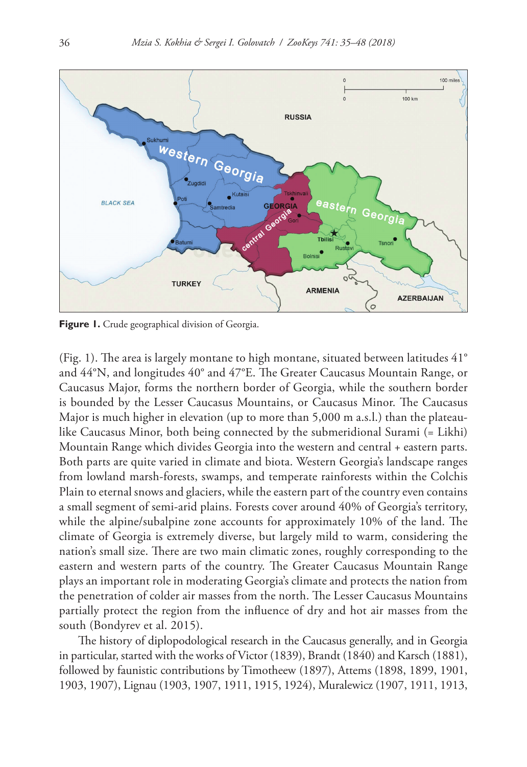**Figure 1.** Crude geographical division of Georgia.

(Fig. 1). The area is largely montane to high montane, situated between latitudes 41° and 44°N, and longitudes 40° and 47°E. The Greater Caucasus Mountain Range, or Caucasus Major, forms the northern border of Georgia, while the southern border is bounded by the Lesser Caucasus Mountains, or Caucasus Minor. The Caucasus Major is much higher in elevation (up to more than 5,000 m a.s.l.) than the plateau-like Caucasus Minor, both being connected by the submeridional Surami (= Likhi) Mountain Range which divides Georgia into the western and central + eastern parts. Both parts are quite varied in climate and biota. Western Georgia's landscape ranges from lowland marsh-forests, swamps, and temperate rainforests within the Colchis Plain to eternal snows and glaciers, while the eastern part of the country even contains a small segment of semi-arid plains. Forests cover around 40% of Georgia's territory, while the alpine/subalpine zone accounts for approximately 10% of the land. The climate of Georgia is extremely diverse, but largely mild to warm, considering the nation's small size. There are two main climatic zones, roughly corresponding to the eastern and western parts of the country. The Greater Caucasus Mountain Range plays an important role in moderating Georgia's climate and protects the nation from the penetration of colder air masses from the north. The Lesser Caucasus Mountains partially protect the region from the influence of dry and hot air masses from the south (Bondyrev et al. 2015).

The history of diplopodological research in the Caucasus generally, and in Georgia in particular, started with the works of Victor (1839), Brandt (1840) and Karsch (1881), followed by faunistic contributions by Timotheew (1897), Attems (1898, 1899, 1901, 1903, 1907), Lignau (1903, 1907, 1911, 1915, 1924), Muralewicz (1907, 1911, 1913,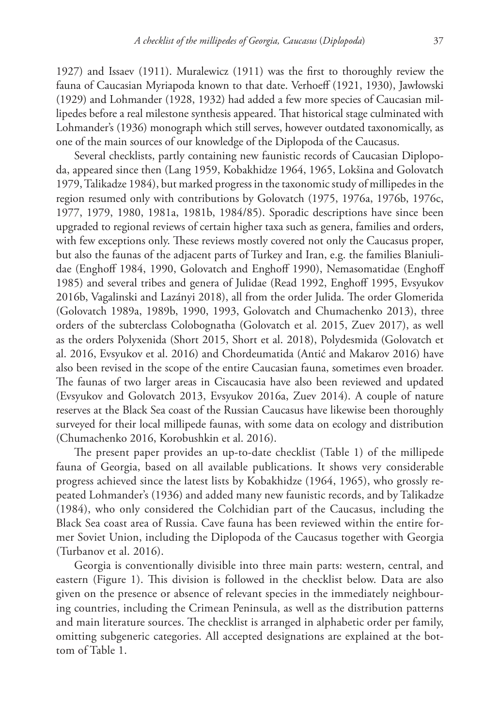1927) and Issaev (1911). Muralewicz (1911) was the first to thoroughly review the fauna of Caucasian Myriapoda known to that date. Verhoeff (1921, 1930), Jawłowski (1929) and Lohmander (1928, 1932) had added a few more species of Caucasian millipedes before a real milestone synthesis appeared. That historical stage culminated with Lohmander's (1936) monograph which still serves, however outdated taxonomically, as one of the main sources of our knowledge of the Diplopoda of the Caucasus.

Several checklists, partly containing new faunistic records of Caucasian Diplopoda, appeared since then (Lang 1959, Kobakhidze 1964, 1965, Lokšina and Golovatch 1979, Talikadze 1984), but marked progress in the taxonomic study of millipedes in the region resumed only with contributions by Golovatch (1975, 1976a, 1976b, 1976c, 1977, 1979, 1980, 1981a, 1981b, 1984/85). Sporadic descriptions have since been upgraded to regional reviews of certain higher taxa such as genera, families and orders, with few exceptions only. These reviews mostly covered not only the Caucasus proper, but also the faunas of the adjacent parts of Turkey and Iran, e.g. the families Blaniulidae (Enghoff 1984, 1990, Golovatch and Enghoff 1990), Nemasomatidae (Enghoff 1985) and several tribes and genera of Julidae (Read 1992, Enghoff 1995, Evsyukov 2016b, Vagalinski and Lazányi 2018), all from the order Julida. The order Glomerida (Golovatch 1989a, 1989b, 1990, 1993, Golovatch and Chumachenko 2013), three orders of the subterclass Colobognatha (Golovatch et al. 2015, Zuev 2017), as well as the orders Polyxenida (Short 2015, Short et al. 2018), Polydesmida (Golovatch et al. 2016, Evsyukov et al. 2016) and Chordeumatida (Antić and Makarov 2016) have also been revised in the scope of the entire Caucasian fauna, sometimes even broader. The faunas of two larger areas in Ciscaucasia have also been reviewed and updated (Evsyukov and Golovatch 2013, Evsyukov 2016a, Zuev 2014). A couple of nature reserves at the Black Sea coast of the Russian Caucasus have likewise been thoroughly surveyed for their local millipede faunas, with some data on ecology and distribution (Chumachenko 2016, Korobushkin et al. 2016).

The present paper provides an up-to-date checklist (Table 1) of the millipede fauna of Georgia, based on all available publications. It shows very considerable progress achieved since the latest lists by Kobakhidze (1964, 1965), who grossly repeated Lohmander's (1936) and added many new faunistic records, and by Talikadze (1984), who only considered the Colchidian part of the Caucasus, including the Black Sea coast area of Russia. Cave fauna has been reviewed within the entire former Soviet Union, including the Diplopoda of the Caucasus together with Georgia (Turbanov et al. 2016).

Georgia is conventionally divisible into three main parts: western, central, and eastern (Figure 1). This division is followed in the checklist below. Data are also given on the presence or absence of relevant species in the immediately neighbouring countries, including the Crimean Peninsula, as well as the distribution patterns and main literature sources. The checklist is arranged in alphabetic order per family, omitting subgeneric categories. All accepted designations are explained at the bottom of Table 1.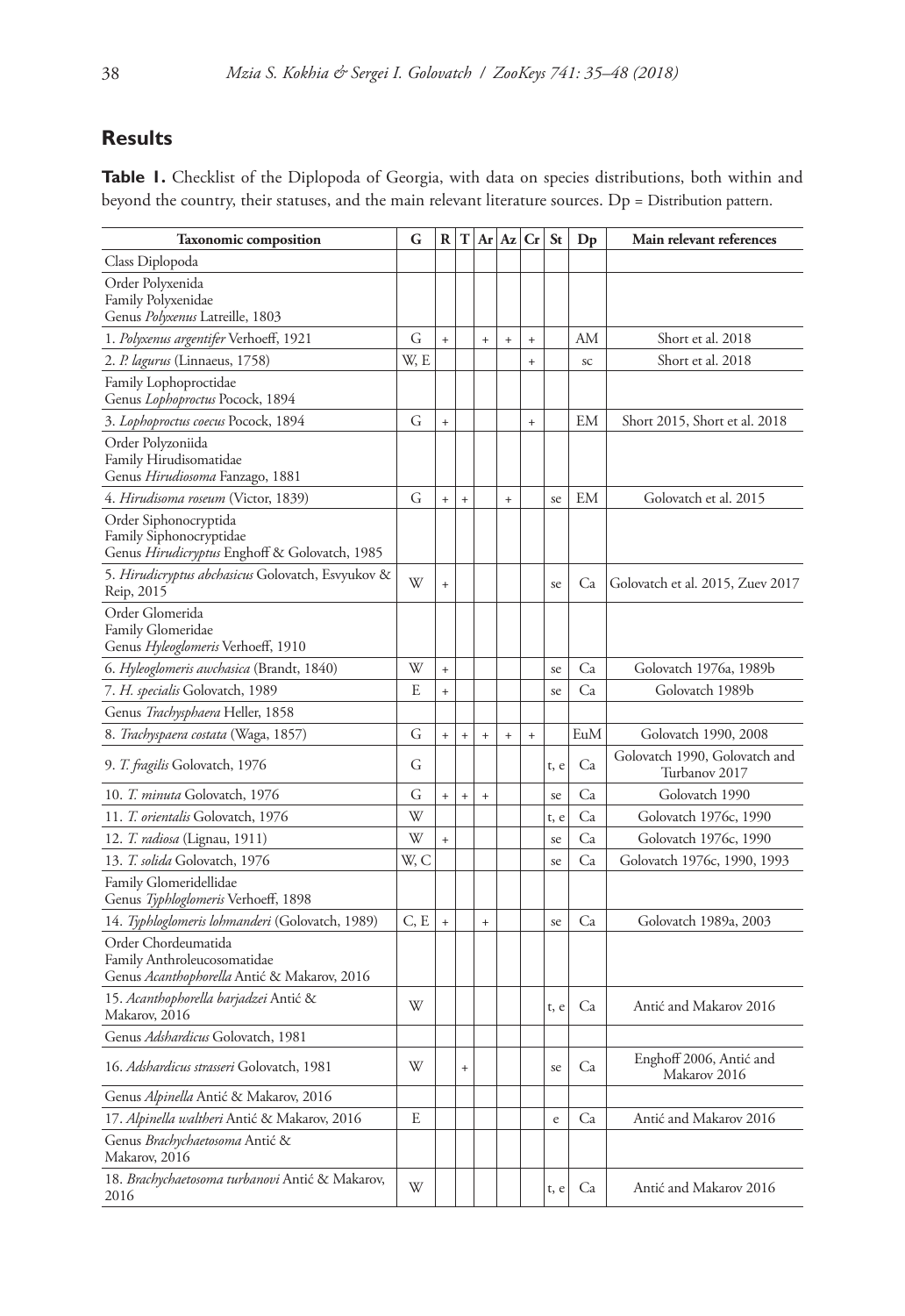## Results

**Table 1.** Checklist of the Diplopoda of Georgia, with data on species distributions, both within and beyond the country, their statuses, and the main relevant literature sources. Dp = Distribution pattern.

| Taxonomic composition | G | R | T | Ar | Az | Cr | St | Dp | Main relevant references |
|---|---|---|---|---|---|---|---|---|---|
| Class Diplopoda | | | | | | | | | |
| Order Polyxenida<br>Family Polyxenidae<br>Genus *Polyxenus* Latreille, 1803 | | | | | | | | | |
| 1. *Polyxenus argentifer* Verhoeff, 1921 | G | + | | + | + | + | | AM | Short et al. 2018 |
| 2. *P. lagurus* (Linnaeus, 1758) | W, E | | | | | + | | sc | Short et al. 2018 |
| Family Lophoproctidae<br>Genus *Lophoproctus* Pocock, 1894 | | | | | | | | | |
| 3. *Lophoproctus coecus* Pocock, 1894 | G | + | | | | + | | EM | Short 2015, Short et al. 2018 |
| Order Polyzoniida<br>Family Hirudisomatidae<br>Genus *Hirudiosoma* Fanzago, 1881 | | | | | | | | | |
| 4. *Hirudisoma roseum* (Victor, 1839) | G | + | + | | + | | se | EM | Golovatch et al. 2015 |
| Order Siphonocryptida<br>Family Siphonocryptidae<br>Genus *Hirudicryptus* Enghoff & Golovatch, 1985 | | | | | | | | | |
| 5. *Hirudicryptus abchasicus* Golovatch, Esvyukov & Reip, 2015 | W | + | | | | | se | Ca | Golovatch et al. 2015, Zuev 2017 |
| Order Glomerida<br>Family Glomeridae<br>Genus *Hyleoglomeris* Verhoeff, 1910 | | | | | | | | | |
| 6. *Hyleoglomeris awchasica* (Brandt, 1840) | W | + | | | | | se | Ca | Golovatch 1976a, 1989b |
| 7. *H. specialis* Golovatch, 1989 | E | + | | | | | se | Ca | Golovatch 1989b |
| Genus *Trachysphaera* Heller, 1858 | | | | | | | | | |
| 8. *Trachyspaera costata* (Waga, 1857) | G | + | + | + | + | + | | EuM | Golovatch 1990, 2008 |
| 9. *T. fragilis* Golovatch, 1976 | G | | | | | | t, e | Ca | Golovatch 1990, Golovatch and Turbanov 2017 |
| 10. *T. minuta* Golovatch, 1976 | G | + | + | + | | | se | Ca | Golovatch 1990 |
| 11. *T. orientalis* Golovatch, 1976 | W | | | | | | t, e | Ca | Golovatch 1976c, 1990 |
| 12. *T. radiosa* (Lignau, 1911) | W | + | | | | | se | Ca | Golovatch 1976c, 1990 |
| 13. *T. solida* Golovatch, 1976 | W, C | | | | | | se | Ca | Golovatch 1976c, 1990, 1993 |
| Family Glomeridellidae<br>Genus *Typhloglomeris* Verhoeff, 1898 | | | | | | | | | |
| 14. *Typhloglomeris lohmanderi* (Golovatch, 1989) | C, E | + | | + | | | se | Ca | Golovatch 1989a, 2003 |
| Order Chordeumatida<br>Family Anthroleucosomatidae<br>Genus *Acanthophorella* Antić & Makarov, 2016 | | | | | | | | | |
| 15. *Acanthophorella barjadzei* Antić & Makarov, 2016 | W | | | | | | t, e | Ca | Antić and Makarov 2016 |
| Genus *Adshardicus* Golovatch, 1981 | | | | | | | | | |
| 16. *Adshardicus strasseri* Golovatch, 1981 | W | | + | | | | se | Ca | Enghoff 2006, Antić and Makarov 2016 |
| Genus *Alpinella* Antić & Makarov, 2016 | | | | | | | | | |
| 17. *Alpinella waltheri* Antić & Makarov, 2016 | E | | | | | | e | Ca | Antić and Makarov 2016 |
| Genus *Brachychaetosoma* Antić & Makarov, 2016 | | | | | | | | | |
| 18. *Brachychaetosoma turbanovi* Antić & Makarov, 2016 | W | | | | | | t, e | Ca | Antić and Makarov 2016 |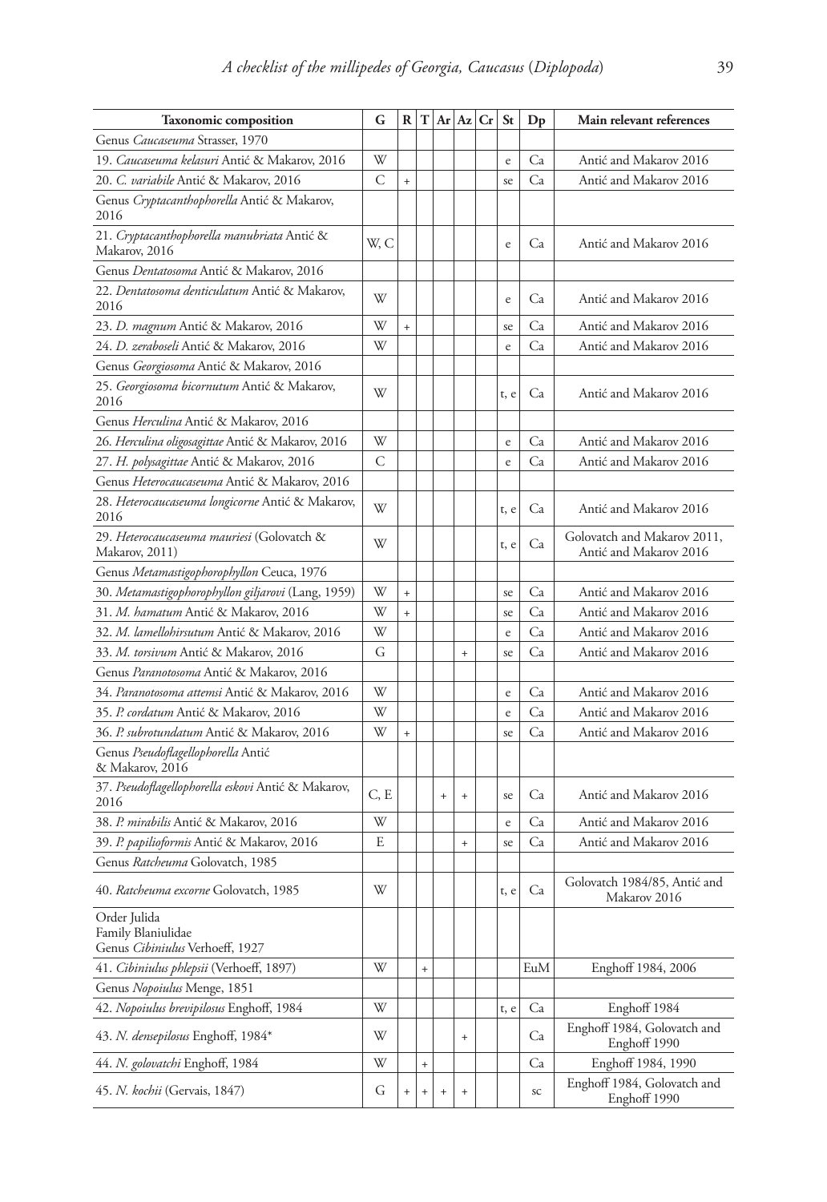| Taxonomic composition | G | R | T | Ar | Az | Cr | St | Dp | Main relevant references |
|---|---|---|---|---|---|---|---|---|---|
| Genus *Caucaseuma* Strasser, 1970 | | | | | | | | | |
| 19. *Caucaseuma kelasuri* Antić & Makarov, 2016 | W | | | | | | e | Ca | Antić and Makarov 2016 |
| 20. *C. variabile* Antić & Makarov, 2016 | C | + | | | | | se | Ca | Antić and Makarov 2016 |
| Genus *Cryptacanthophorella* Antić & Makarov, 2016 | | | | | | | | | |
| 21. *Cryptacanthophorella manubriata* Antić & Makarov, 2016 | W, C | | | | | | e | Ca | Antić and Makarov 2016 |
| Genus *Dentatosoma* Antić & Makarov, 2016 | | | | | | | | | |
| 22. *Dentatosoma denticulatum* Antić & Makarov, 2016 | W | | | | | | e | Ca | Antić and Makarov 2016 |
| 23. *D. magnum* Antić & Makarov, 2016 | W | + | | | | | se | Ca | Antić and Makarov 2016 |
| 24. *D. zeraboseli* Antić & Makarov, 2016 | W | | | | | | e | Ca | Antić and Makarov 2016 |
| Genus *Georgiosoma* Antić & Makarov, 2016 | | | | | | | | | |
| 25. *Georgiosoma bicornutum* Antić & Makarov, 2016 | W | | | | | | t, e | Ca | Antić and Makarov 2016 |
| Genus *Herculina* Antić & Makarov, 2016 | | | | | | | | | |
| 26. *Herculina oligosagittae* Antić & Makarov, 2016 | W | | | | | | e | Ca | Antić and Makarov 2016 |
| 27. *H. polysagittae* Antić & Makarov, 2016 | C | | | | | | e | Ca | Antić and Makarov 2016 |
| Genus *Heterocaucaseuma* Antić & Makarov, 2016 | | | | | | | | | |
| 28. *Heterocaucaseuma longicorne* Antić & Makarov, 2016 | W | | | | | | t, e | Ca | Antić and Makarov 2016 |
| 29. *Heterocaucaseuma mauriesi* (Golovatch & Makarov, 2011) | W | | | | | | t, e | Ca | Golovatch and Makarov 2011, Antić and Makarov 2016 |
| Genus *Metamastigophorophyllon* Ceuca, 1976 | | | | | | | | | |
| 30. *Metamastigophorophyllon giljarovi* (Lang, 1959) | W | + | | | | | se | Ca | Antić and Makarov 2016 |
| 31. *M. hamatum* Antić & Makarov, 2016 | W | + | | | | | se | Ca | Antić and Makarov 2016 |
| 32. *M. lamellohirsutum* Antić & Makarov, 2016 | W | | | | | | e | Ca | Antić and Makarov 2016 |
| 33. *M. torsivum* Antić & Makarov, 2016 | G | | | | + | | se | Ca | Antić and Makarov 2016 |
| Genus *Paranotosoma* Antić & Makarov, 2016 | | | | | | | | | |
| 34. *Paranotosoma attemsi* Antić & Makarov, 2016 | W | | | | | | e | Ca | Antić and Makarov 2016 |
| 35. *P. cordatum* Antić & Makarov, 2016 | W | | | | | | e | Ca | Antić and Makarov 2016 |
| 36. *P. subrotundatum* Antić & Makarov, 2016 | W | + | | | | | se | Ca | Antić and Makarov 2016 |
| Genus *Pseudoflagellophorella* Antić & Makarov, 2016 | | | | | | | | | |
| 37. *Pseudoflagellophorella eskovi* Antić & Makarov, 2016 | C, E | | | + | + | | se | Ca | Antić and Makarov 2016 |
| 38. *P. mirabilis* Antić & Makarov, 2016 | W | | | | | | e | Ca | Antić and Makarov 2016 |
| 39. *P. papilioformis* Antić & Makarov, 2016 | E | | | | + | | se | Ca | Antić and Makarov 2016 |
| Genus *Ratcheuma* Golovatch, 1985 | | | | | | | | | |
| 40. *Ratcheuma excorne* Golovatch, 1985 | W | | | | | | t, e | Ca | Golovatch 1984/85, Antić and Makarov 2016 |
| Order Julida<br>Family Blaniulidae<br>Genus *Cibiniulus* Verhoeff, 1927 | | | | | | | | | |
| 41. *Cibiniulus phlepsii* (Verhoeff, 1897) | W | | + | | | | | EuM | Enghoff 1984, 2006 |
| Genus *Nopoiulus* Menge, 1851 | | | | | | | | | |
| 42. *Nopoiulus brevipilosus* Enghoff, 1984 | W | | | | | | t, e | Ca | Enghoff 1984 |
| 43. *N. densepilosus* Enghoff, 1984* | W | | | | + | | | Ca | Enghoff 1984, Golovatch and Enghoff 1990 |
| 44. *N. golovatchi* Enghoff, 1984 | W | | + | | | | | Ca | Enghoff 1984, 1990 |
| 45. *N. kochii* (Gervais, 1847) | G | + | + | + | + | | | sc | Enghoff 1984, Golovatch and Enghoff 1990 |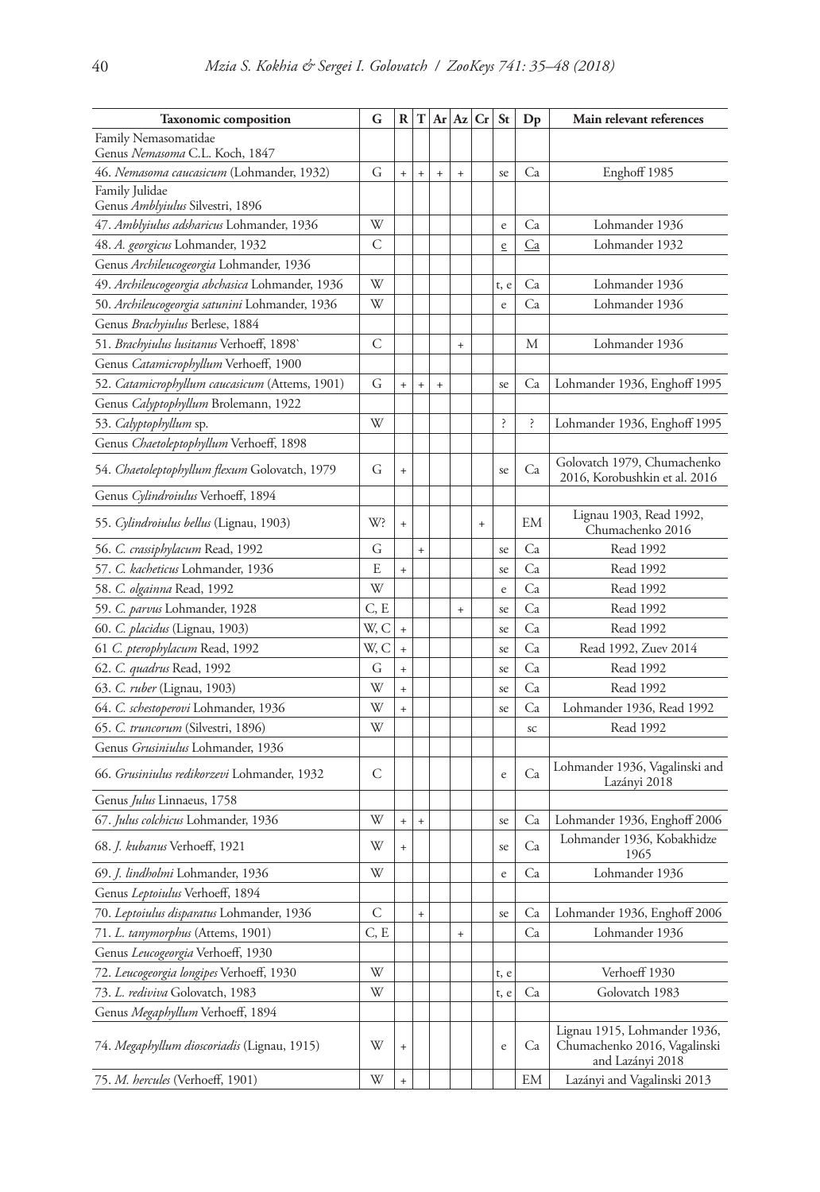| Taxonomic composition | G | R | T | Ar | Az | Cr | St | Dp | Main relevant references |
|---|---|---|---|---|---|---|---|---|---|
| Family Nemasomatidae<br>Genus *Nemasoma* C.L. Koch, 1847 | | | | | | | | | |
| 46. *Nemasoma caucasicum* (Lohmander, 1932) | G | + | + | + | + | | se | Ca | Enghoff 1985 |
| Family Julidae<br>Genus *Amblyiulus* Silvestri, 1896 | | | | | | | | | |
| 47. *Amblyiulus adsharicus* Lohmander, 1936 | W | | | | | | e | Ca | Lohmander 1936 |
| 48. *A. georgicus* Lohmander, 1932 | C | | | | | | e | Ca | Lohmander 1932 |
| Genus *Archileucogeorgia* Lohmander, 1936 | | | | | | | | | |
| 49. *Archileucogeorgia abchasica* Lohmander, 1936 | W | | | | | | t, e | Ca | Lohmander 1936 |
| 50. *Archileucogeorgia satunini* Lohmander, 1936 | W | | | | | | e | Ca | Lohmander 1936 |
| Genus *Brachyiulus* Berlese, 1884 | | | | | | | | | |
| 51. *Brachyiulus lusitanus* Verhoeff, 1898` | C | | | | + | | | M | Lohmander 1936 |
| Genus *Catamicrophyllum* Verhoeff, 1900 | | | | | | | | | |
| 52. *Catamicrophyllum caucasicum* (Attems, 1901) | G | + | + | + | | | se | Ca | Lohmander 1936, Enghoff 1995 |
| Genus *Calyptophyllum* Brolemann, 1922 | | | | | | | | | |
| 53. *Calyptophyllum* sp. | W | | | | | | ? | ? | Lohmander 1936, Enghoff 1995 |
| Genus *Chaetoleptophyllum* Verhoeff, 1898 | | | | | | | | | |
| 54. *Chaetoleptophyllum flexum* Golovatch, 1979 | G | + | | | | | se | Ca | Golovatch 1979, Chumachenko 2016, Korobushkin et al. 2016 |
| Genus *Cylindroiulus* Verhoeff, 1894 | | | | | | | | | |
| 55. *Cylindroiulus bellus* (Lignau, 1903) | W? | + | | | | + | | EM | Lignau 1903, Read 1992, Chumachenko 2016 |
| 56. *C. crassiphylacum* Read, 1992 | G | | + | | | | se | Ca | Read 1992 |
| 57. *C. kacheticus* Lohmander, 1936 | E | + | | | | | se | Ca | Read 1992 |
| 58. *C. olgainna* Read, 1992 | W | | | | | | e | Ca | Read 1992 |
| 59. *C. parvus* Lohmander, 1928 | C, E | | | | + | | se | Ca | Read 1992 |
| 60. *C. placidus* (Lignau, 1903) | W, C | + | | | | | se | Ca | Read 1992 |
| 61 *C. pterophylacum* Read, 1992 | W, C | + | | | | | se | Ca | Read 1992, Zuev 2014 |
| 62. *C. quadrus* Read, 1992 | G | + | | | | | se | Ca | Read 1992 |
| 63. *C. ruber* (Lignau, 1903) | W | + | | | | | se | Ca | Read 1992 |
| 64. *C. schestoperovi* Lohmander, 1936 | W | + | | | | | se | Ca | Lohmander 1936, Read 1992 |
| 65. *C. truncorum* (Silvestri, 1896) | W | | | | | | | sc | Read 1992 |
| Genus *Grusiniulus* Lohmander, 1936 | | | | | | | | | |
| 66. *Grusiniulus redikorzevi* Lohmander, 1932 | C | | | | | | e | Ca | Lohmander 1936, Vagalinski and Lazányi 2018 |
| Genus *Julus* Linnaeus, 1758 | | | | | | | | | |
| 67. *Julus colchicus* Lohmander, 1936 | W | + | + | | | | se | Ca | Lohmander 1936, Enghoff 2006 |
| 68. *J. kubanus* Verhoeff, 1921 | W | + | | | | | se | Ca | Lohmander 1936, Kobakhidze 1965 |
| 69. *J. lindholmi* Lohmander, 1936 | W | | | | | | e | Ca | Lohmander 1936 |
| Genus *Leptoiulus* Verhoeff, 1894 | | | | | | | | | |
| 70. *Leptoiulus disparatus* Lohmander, 1936 | C | | + | | | | se | Ca | Lohmander 1936, Enghoff 2006 |
| 71. *L. tanymorphus* (Attems, 1901) | C, E | | | | + | | | Ca | Lohmander 1936 |
| Genus *Leucogeorgia* Verhoeff, 1930 | | | | | | | | | |
| 72. *Leucogeorgia longipes* Verhoeff, 1930 | W | | | | | | t, e | | Verhoeff 1930 |
| 73. *L. rediviva* Golovatch, 1983 | W | | | | | | t, e | Ca | Golovatch 1983 |
| Genus *Megaphyllum* Verhoeff, 1894 | | | | | | | | | |
| 74. *Megaphyllum dioscoriadis* (Lignau, 1915) | W | + | | | | | e | Ca | Lignau 1915, Lohmander 1936, Chumachenko 2016, Vagalinski and Lazányi 2018 |
| 75. *M. hercules* (Verhoeff, 1901) | W | + | | | | | | EM | Lazányi and Vagalinski 2013 |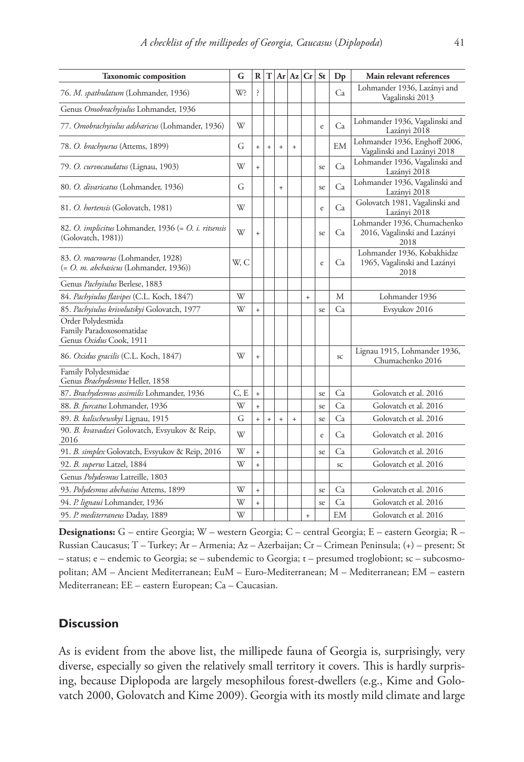| Taxonomic composition | G | R | T | Ar | Az | Cr | St | Dp | Main relevant references |
|---|---|---|---|---|---|---|---|---|---|
| 76. *M. spathulatum* (Lohmander, 1936) | W? | ? | | | | | | Ca | Lohmander 1936, Lazányi and Vagalinski 2013 |
| Genus *Omobrachyiulus* Lohmander, 1936 | | | | | | | | | |
| 77. *Omobrachyiulus adsharicus* (Lohmander, 1936) | W | | | | | | e | Ca | Lohmander 1936, Vagalinski and Lazányi 2018 |
| 78. *O. brachyurus* (Attems, 1899) | G | + | + | + | + | | | EM | Lohmander 1936, Enghoff 2006, Vagalinski and Lazányi 2018 |
| 79. *O. curvocaudatus* (Lignau, 1903) | W | + | | | | | se | Ca | Lohmander 1936, Vagalinski and Lazányi 2018 |
| 80. *O. divaricatus* (Lohmander, 1936) | G | | | + | | | se | Ca | Lohmander 1936, Vagalinski and Lazányi 2018 |
| 81. *O. hortensis* (Golovatch, 1981) | W | | | | | | e | Ca | Golovatch 1981, Vagalinski and Lazányi 2018 |
| 82. *O. implicitus* Lohmander, 1936 (= *O. i. ritsensis* (Golovatch, 1981)) | W | + | | | | | se | Ca | Lohmander 1936, Chumachenko 2016, Vagalinski and Lazányi 2018 |
| 83. *O. macrourus* (Lohmander, 1928) (= *O. m. abchasicus* (Lohmander, 1936)) | W, C | | | | | | e | Ca | Lohmander 1936, Kobakhidze 1965, Vagalinski and Lazányi 2018 |
| Genus *Pachyiulus* Berlese, 1883 | | | | | | | | | |
| 84. *Pachyiulus flavipes* (C.L. Koch, 1847) | W | | | | | + | | M | Lohmander 1936 |
| 85. *Pachyiulus krivolutskyi* Golovatch, 1977 | W | + | | | | | se | Ca | Evsyukov 2016 |
| Order Polydesmida<br>Family Paradoxosomatidae<br>Genus *Oxidus* Cook, 1911 | | | | | | | | | |
| 86. *Oxidus gracilis* (C.L. Koch, 1847) | W | + | | | | | | sc | Lignau 1915, Lohmander 1936, Chumachenko 2016 |
| Family Polydesmidae<br>Genus *Brachydesmus* Heller, 1858 | | | | | | | | | |
| 87. *Brachydesmus assimilis* Lohmander, 1936 | C, E | + | | | | | se | Ca | Golovatch et al. 2016 |
| 88. *B. furcatus* Lohmander, 1936 | W | + | | | | | se | Ca | Golovatch et al. 2016 |
| 89. *B. kalischewskyi* Lignau, 1915 | G | + | + | + | + | | se | Ca | Golovatch et al. 2016 |
| 90. *B. kvavadzei* Golovatch, Evsyukov & Reip, 2016 | W | | | | | | e | Ca | Golovatch et al. 2016 |
| 91. *B. simplex* Golovatch, Evsyukov & Reip, 2016 | W | + | | | | | se | Ca | Golovatch et al. 2016 |
| 92. *B. superus* Latzel, 1884 | W | + | | | | | | sc | Golovatch et al. 2016 |
| Genus *Polydesmus* Latreille, 1803 | | | | | | | | | |
| 93. *Polydesmus abchasius* Attems, 1899 | W | + | | | | | se | Ca | Golovatch et al. 2016 |
| 94. *P. lignaui* Lohmander, 1936 | W | + | | | | | se | Ca | Golovatch et al. 2016 |
| 95. *P. mediterraneus* Daday, 1889 | W | | | | | + | | EM | Golovatch et al. 2016 |

**Designations:** G – entire Georgia; W – western Georgia; C – central Georgia; E – eastern Georgia; R – Russian Caucasus; T – Turkey; Ar – Armenia; Az – Azerbaijan; Cr – Crimean Peninsula; (+) – present; St – status; e – endemic to Georgia; se – subendemic to Georgia; t – presumed troglobiont; sc – subcosmopolitan; AM – Ancient Mediterranean; EuM – Euro-Mediterranean; M – Mediterranean; EM – eastern Mediterranean; EE – eastern European; Ca – Caucasian.

## Discussion

As is evident from the above list, the millipede fauna of Georgia is, surprisingly, very diverse, especially so given the relatively small territory it covers. This is hardly surprising, because Diplopoda are largely mesophilous forest-dwellers (e.g., Kime and Golovatch 2000, Golovatch and Kime 2009). Georgia with its mostly mild climate and large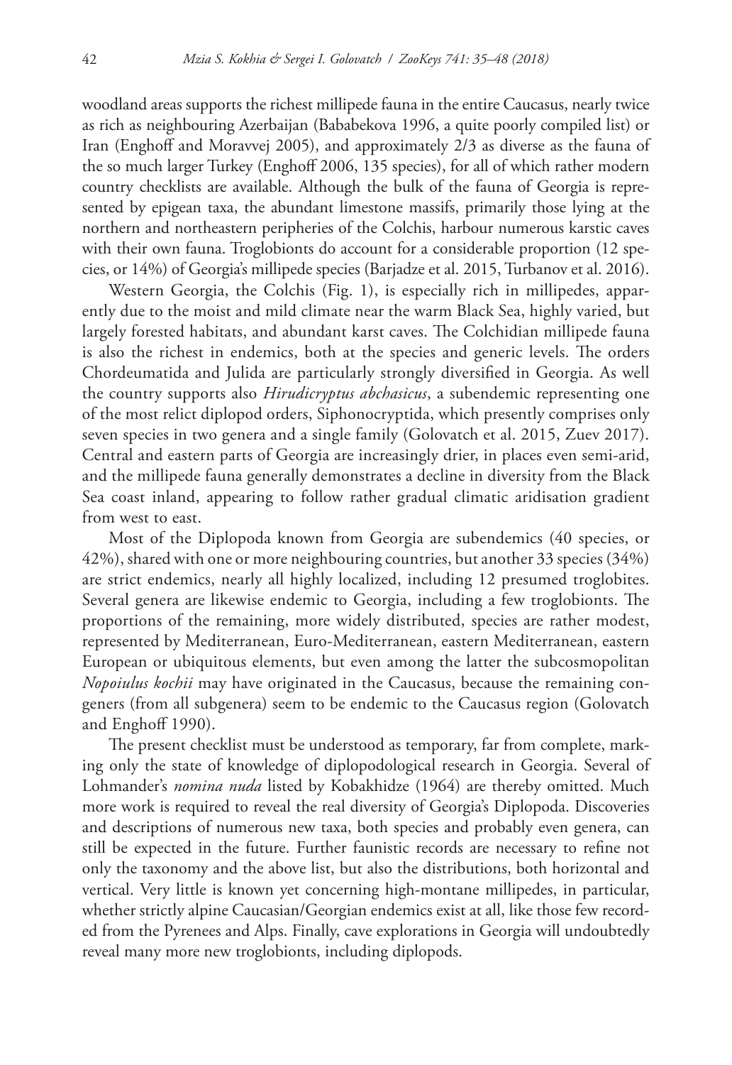woodland areas supports the richest millipede fauna in the entire Caucasus, nearly twice as rich as neighbouring Azerbaijan (Bababekova 1996, a quite poorly compiled list) or Iran (Enghoff and Moravvej 2005), and approximately 2/3 as diverse as the fauna of the so much larger Turkey (Enghoff 2006, 135 species), for all of which rather modern country checklists are available. Although the bulk of the fauna of Georgia is represented by epigean taxa, the abundant limestone massifs, primarily those lying at the northern and northeastern peripheries of the Colchis, harbour numerous karstic caves with their own fauna. Troglobionts do account for a considerable proportion (12 species, or 14%) of Georgia's millipede species (Barjadze et al. 2015, Turbanov et al. 2016).

Western Georgia, the Colchis (Fig. 1), is especially rich in millipedes, apparently due to the moist and mild climate near the warm Black Sea, highly varied, but largely forested habitats, and abundant karst caves. The Colchidian millipede fauna is also the richest in endemics, both at the species and generic levels. The orders Chordeumatida and Julida are particularly strongly diversified in Georgia. As well the country supports also *Hirudicryptus abchasicus*, a subendemic representing one of the most relict diplopod orders, Siphonocryptida, which presently comprises only seven species in two genera and a single family (Golovatch et al. 2015, Zuev 2017). Central and eastern parts of Georgia are increasingly drier, in places even semi-arid, and the millipede fauna generally demonstrates a decline in diversity from the Black Sea coast inland, appearing to follow rather gradual climatic aridisation gradient from west to east.

Most of the Diplopoda known from Georgia are subendemics (40 species, or 42%), shared with one or more neighbouring countries, but another 33 species (34%) are strict endemics, nearly all highly localized, including 12 presumed troglobites. Several genera are likewise endemic to Georgia, including a few troglobionts. The proportions of the remaining, more widely distributed, species are rather modest, represented by Mediterranean, Euro-Mediterranean, eastern Mediterranean, eastern European or ubiquitous elements, but even among the latter the subcosmopolitan *Nopoiulus kochii* may have originated in the Caucasus, because the remaining congeners (from all subgenera) seem to be endemic to the Caucasus region (Golovatch and Enghoff 1990).

The present checklist must be understood as temporary, far from complete, marking only the state of knowledge of diplopodological research in Georgia. Several of Lohmander's *nomina nuda* listed by Kobakhidze (1964) are thereby omitted. Much more work is required to reveal the real diversity of Georgia's Diplopoda. Discoveries and descriptions of numerous new taxa, both species and probably even genera, can still be expected in the future. Further faunistic records are necessary to refine not only the taxonomy and the above list, but also the distributions, both horizontal and vertical. Very little is known yet concerning high-montane millipedes, in particular, whether strictly alpine Caucasian/Georgian endemics exist at all, like those few recorded from the Pyrenees and Alps. Finally, cave explorations in Georgia will undoubtedly reveal many more new troglobionts, including diplopods.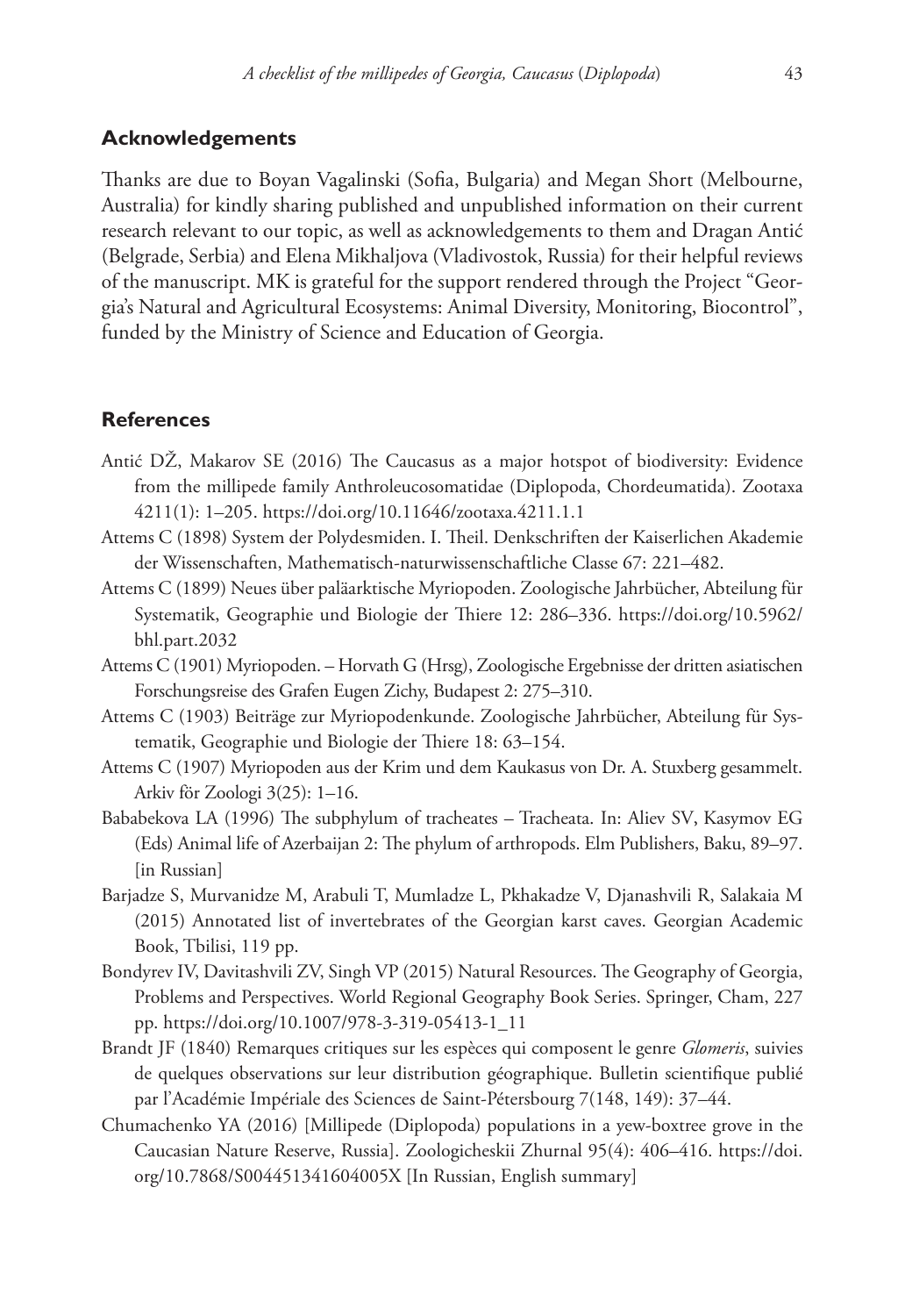## Acknowledgements

Thanks are due to Boyan Vagalinski (Sofia, Bulgaria) and Megan Short (Melbourne, Australia) for kindly sharing published and unpublished information on their current research relevant to our topic, as well as acknowledgements to them and Dragan Antić (Belgrade, Serbia) and Elena Mikhaljova (Vladivostok, Russia) for their helpful reviews of the manuscript. MK is grateful for the support rendered through the Project "Georgia's Natural and Agricultural Ecosystems: Animal Diversity, Monitoring, Biocontrol", funded by the Ministry of Science and Education of Georgia.

## References

Antić DŽ, Makarov SE (2016) The Caucasus as a major hotspot of biodiversity: Evidence from the millipede family Anthroleucosomatidae (Diplopoda, Chordeumatida). Zootaxa 4211(1): 1–205. https://doi.org/10.11646/zootaxa.4211.1.1

Attems C (1898) System der Polydesmiden. I. Theil. Denkschriften der Kaiserlichen Akademie der Wissenschaften, Mathematisch-naturwissenschaftliche Classe 67: 221–482.

Attems C (1899) Neues über paläarktische Myriopoden. Zoologische Jahrbücher, Abteilung für Systematik, Geographie und Biologie der Thiere 12: 286–336. https://doi.org/10.5962/bhl.part.2032

Attems C (1901) Myriopoden. – Horvath G (Hrsg), Zoologische Ergebnisse der dritten asiatischen Forschungsreise des Grafen Eugen Zichy, Budapest 2: 275–310.

Attems C (1903) Beiträge zur Myriopodenkunde. Zoologische Jahrbücher, Abteilung für Systematik, Geographie und Biologie der Thiere 18: 63–154.

Attems C (1907) Myriopoden aus der Krim und dem Kaukasus von Dr. A. Stuxberg gesammelt. Arkiv för Zoologi 3(25): 1–16.

Bababekova LA (1996) The subphylum of tracheates – Tracheata. In: Aliev SV, Kasymov EG (Eds) Animal life of Azerbaijan 2: The phylum of arthropods. Elm Publishers, Baku, 89–97. [in Russian]

Barjadze S, Murvanidze M, Arabuli T, Mumladze L, Pkhakadze V, Djanashvili R, Salakaia M (2015) Annotated list of invertebrates of the Georgian karst caves. Georgian Academic Book, Tbilisi, 119 pp.

Bondyrev IV, Davitashvili ZV, Singh VP (2015) Natural Resources. The Geography of Georgia, Problems and Perspectives. World Regional Geography Book Series. Springer, Cham, 227 pp. https://doi.org/10.1007/978-3-319-05413-1_11

Brandt JF (1840) Remarques critiques sur les espèces qui composent le genre *Glomeris*, suivies de quelques observations sur leur distribution géographique. Bulletin scientifique publié par l'Académie Impériale des Sciences de Saint-Pétersbourg 7(148, 149): 37–44.

Chumachenko YA (2016) [Millipede (Diplopoda) populations in a yew-boxtree grove in the Caucasian Nature Reserve, Russia]. Zoologicheskii Zhurnal 95(4): 406–416. https://doi.org/10.7868/S004451341604005X [In Russian, English summary]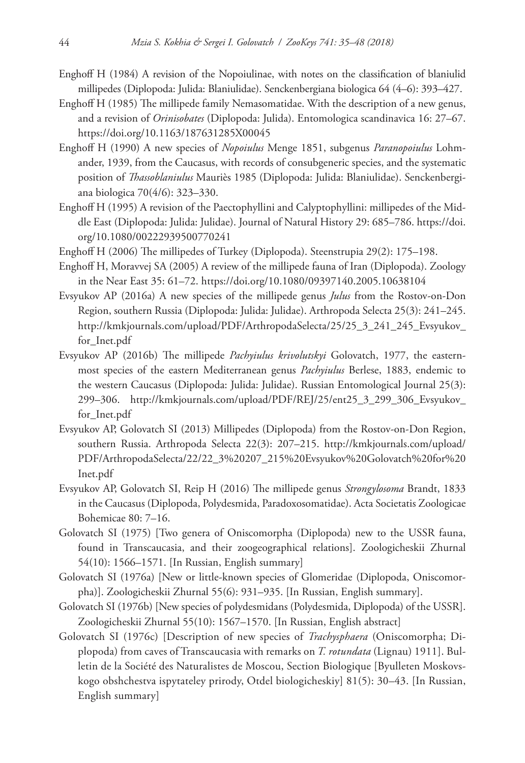Enghoff H (1984) A revision of the Nopoiulinae, with notes on the classification of blaniulid millipedes (Diplopoda: Julida: Blaniulidae). Senckenbergiana biologica 64 (4–6): 393–427.

Enghoff H (1985) The millipede family Nemasomatidae. With the description of a new genus, and a revision of *Orinisobates* (Diplopoda: Julida). Entomologica scandinavica 16: 27–67. https://doi.org/10.1163/187631285X00045

Enghoff H (1990) A new species of *Nopoiulus* Menge 1851, subgenus *Paranopoiulus* Lohmander, 1939, from the Caucasus, with records of consubgeneric species, and the systematic position of *Thassoblaniulus* Mauriès 1985 (Diplopoda: Julida: Blaniulidae). Senckenbergiana biologica 70(4/6): 323–330.

Enghoff H (1995) A revision of the Paectophyllini and Calyptophyllini: millipedes of the Middle East (Diplopoda: Julida: Julidae). Journal of Natural History 29: 685–786. https://doi.org/10.1080/00222939500770241

Enghoff H (2006) The millipedes of Turkey (Diplopoda). Steenstrupia 29(2): 175–198.

Enghoff H, Moravvej SA (2005) A review of the millipede fauna of Iran (Diplopoda). Zoology in the Near East 35: 61–72. https://doi.org/10.1080/09397140.2005.10638104

Evsyukov AP (2016a) A new species of the millipede genus *Julus* from the Rostov-on-Don Region, southern Russia (Diplopoda: Julida: Julidae). Arthropoda Selecta 25(3): 241–245. http://kmkjournals.com/upload/PDF/ArthropodaSelecta/25/25_3_241_245_Evsyukov_for_Inet.pdf

Evsyukov AP (2016b) The millipede *Pachyiulus krivolutskyi* Golovatch, 1977, the easternmost species of the eastern Mediterranean genus *Pachyiulus* Berlese, 1883, endemic to the western Caucasus (Diplopoda: Julida: Julidae). Russian Entomological Journal 25(3): 299–306. http://kmkjournals.com/upload/PDF/REJ/25/ent25_3_299_306_Evsyukov_for_Inet.pdf

Evsyukov AP, Golovatch SI (2013) Millipedes (Diplopoda) from the Rostov-on-Don Region, southern Russia. Arthropoda Selecta 22(3): 207–215. http://kmkjournals.com/upload/PDF/ArthropodaSelecta/22/22_3%20207_215%20Evsyukov%20Golovatch%20for%20Inet.pdf

Evsyukov AP, Golovatch SI, Reip H (2016) The millipede genus *Strongylosoma* Brandt, 1833 in the Caucasus (Diplopoda, Polydesmida, Paradoxosomatidae). Acta Societatis Zoologicae Bohemicae 80: 7–16.

Golovatch SI (1975) [Two genera of Oniscomorpha (Diplopoda) new to the USSR fauna, found in Transcaucasia, and their zoogeographical relations]. Zoologicheskii Zhurnal 54(10): 1566–1571. [In Russian, English summary]

Golovatch SI (1976a) [New or little-known species of Glomeridae (Diplopoda, Oniscomorpha)]. Zoologicheskii Zhurnal 55(6): 931–935. [In Russian, English summary].

Golovatch SI (1976b) [New species of polydesmidans (Polydesmida, Diplopoda) of the USSR]. Zoologicheskii Zhurnal 55(10): 1567–1570. [In Russian, English abstract]

Golovatch SI (1976c) [Description of new species of *Trachysphaera* (Oniscomorpha; Diplopoda) from caves of Transcaucasia with remarks on *T. rotundata* (Lignau) 1911]. Bulletin de la Société des Naturalistes de Moscou, Section Biologique [Byulleten Moskovskogo obshchestva ispytateley prirody, Otdel biologicheskiy] 81(5): 30–43. [In Russian, English summary]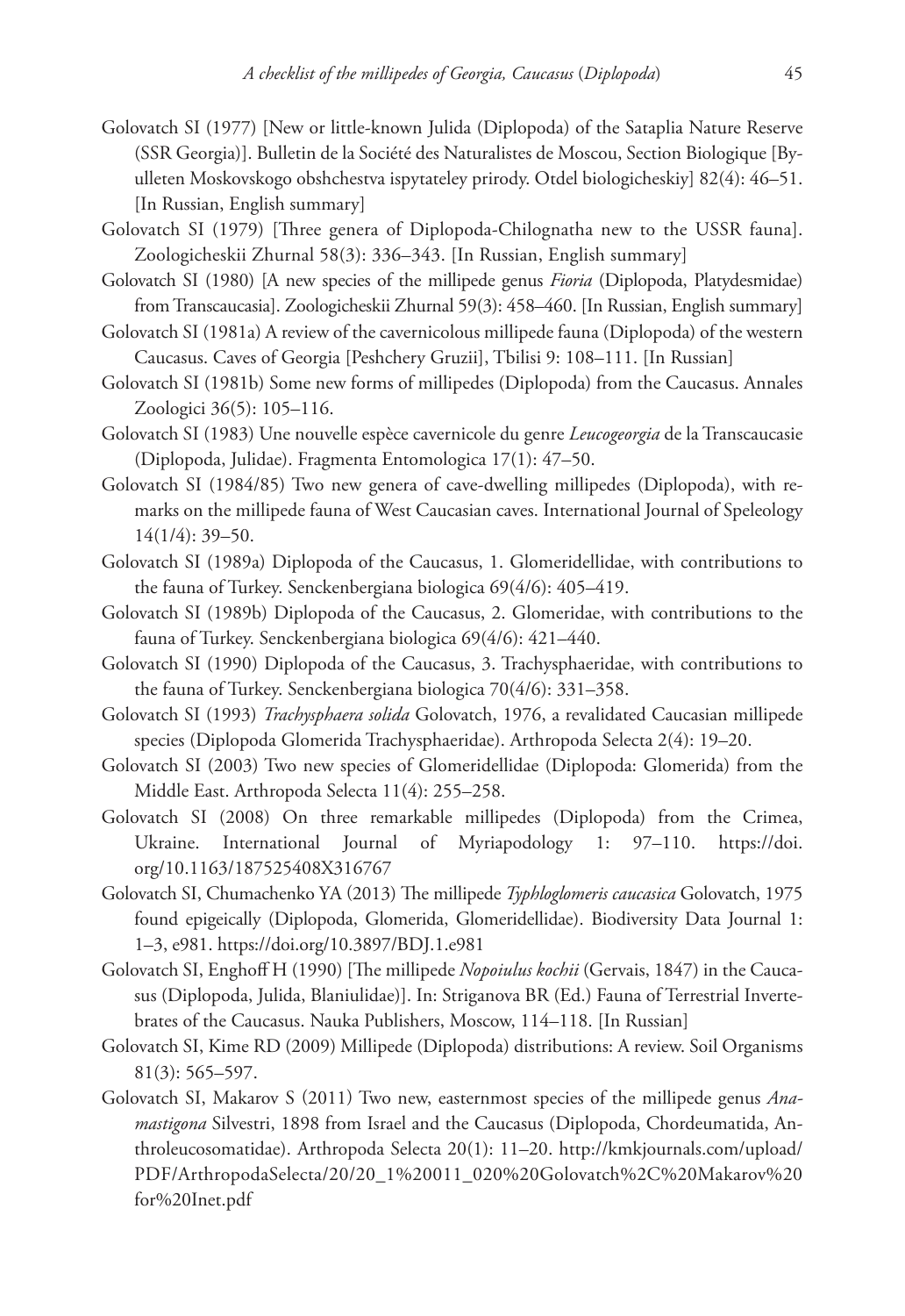Golovatch SI (1977) [New or little-known Julida (Diplopoda) of the Sataplia Nature Reserve (SSR Georgia)]. Bulletin de la Société des Naturalistes de Moscou, Section Biologique [Byulleten Moskovskogo obshchestva ispytateley prirody. Otdel biologicheskiy] 82(4): 46–51. [In Russian, English summary]

Golovatch SI (1979) [Three genera of Diplopoda-Chilognatha new to the USSR fauna]. Zoologicheskii Zhurnal 58(3): 336–343. [In Russian, English summary]

Golovatch SI (1980) [A new species of the millipede genus *Fioria* (Diplopoda, Platydesmidae) from Transcaucasia]. Zoologicheskii Zhurnal 59(3): 458–460. [In Russian, English summary]

Golovatch SI (1981a) A review of the cavernicolous millipede fauna (Diplopoda) of the western Caucasus. Caves of Georgia [Peshchery Gruzii], Tbilisi 9: 108–111. [In Russian]

Golovatch SI (1981b) Some new forms of millipedes (Diplopoda) from the Caucasus. Annales Zoologici 36(5): 105–116.

Golovatch SI (1983) Une nouvelle espèce cavernicole du genre *Leucogeorgia* de la Transcaucasie (Diplopoda, Julidae). Fragmenta Entomologica 17(1): 47–50.

Golovatch SI (1984/85) Two new genera of cave-dwelling millipedes (Diplopoda), with remarks on the millipede fauna of West Caucasian caves. International Journal of Speleology 14(1/4): 39–50.

Golovatch SI (1989a) Diplopoda of the Caucasus, 1. Glomeridellidae, with contributions to the fauna of Turkey. Senckenbergiana biologica 69(4/6): 405–419.

Golovatch SI (1989b) Diplopoda of the Caucasus, 2. Glomeridae, with contributions to the fauna of Turkey. Senckenbergiana biologica 69(4/6): 421–440.

Golovatch SI (1990) Diplopoda of the Caucasus, 3. Trachysphaeridae, with contributions to the fauna of Turkey. Senckenbergiana biologica 70(4/6): 331–358.

Golovatch SI (1993) *Trachysphaera solida* Golovatch, 1976, a revalidated Caucasian millipede species (Diplopoda Glomerida Trachysphaeridae). Arthropoda Selecta 2(4): 19–20.

Golovatch SI (2003) Two new species of Glomeridellidae (Diplopoda: Glomerida) from the Middle East. Arthropoda Selecta 11(4): 255–258.

Golovatch SI (2008) On three remarkable millipedes (Diplopoda) from the Crimea, Ukraine. International Journal of Myriapodology 1: 97–110. https://doi.org/10.1163/187525408X316767

Golovatch SI, Chumachenko YA (2013) The millipede *Typhloglomeris caucasica* Golovatch, 1975 found epigeically (Diplopoda, Glomerida, Glomeridellidae). Biodiversity Data Journal 1: 1–3, e981. https://doi.org/10.3897/BDJ.1.e981

Golovatch SI, Enghoff H (1990) [The millipede *Nopoiulus kochii* (Gervais, 1847) in the Caucasus (Diplopoda, Julida, Blaniulidae)]. In: Striganova BR (Ed.) Fauna of Terrestrial Invertebrates of the Caucasus. Nauka Publishers, Moscow, 114–118. [In Russian]

Golovatch SI, Kime RD (2009) Millipede (Diplopoda) distributions: A review. Soil Organisms 81(3): 565–597.

Golovatch SI, Makarov S (2011) Two new, easternmost species of the millipede genus *Anamastigona* Silvestri, 1898 from Israel and the Caucasus (Diplopoda, Chordeumatida, Anthroleucosomatidae). Arthropoda Selecta 20(1): 11–20. http://kmkjournals.com/upload/PDF/ArthropodaSelecta/20/20_1%20011_020%20Golovatch%2C%20Makarov%20for%20Inet.pdf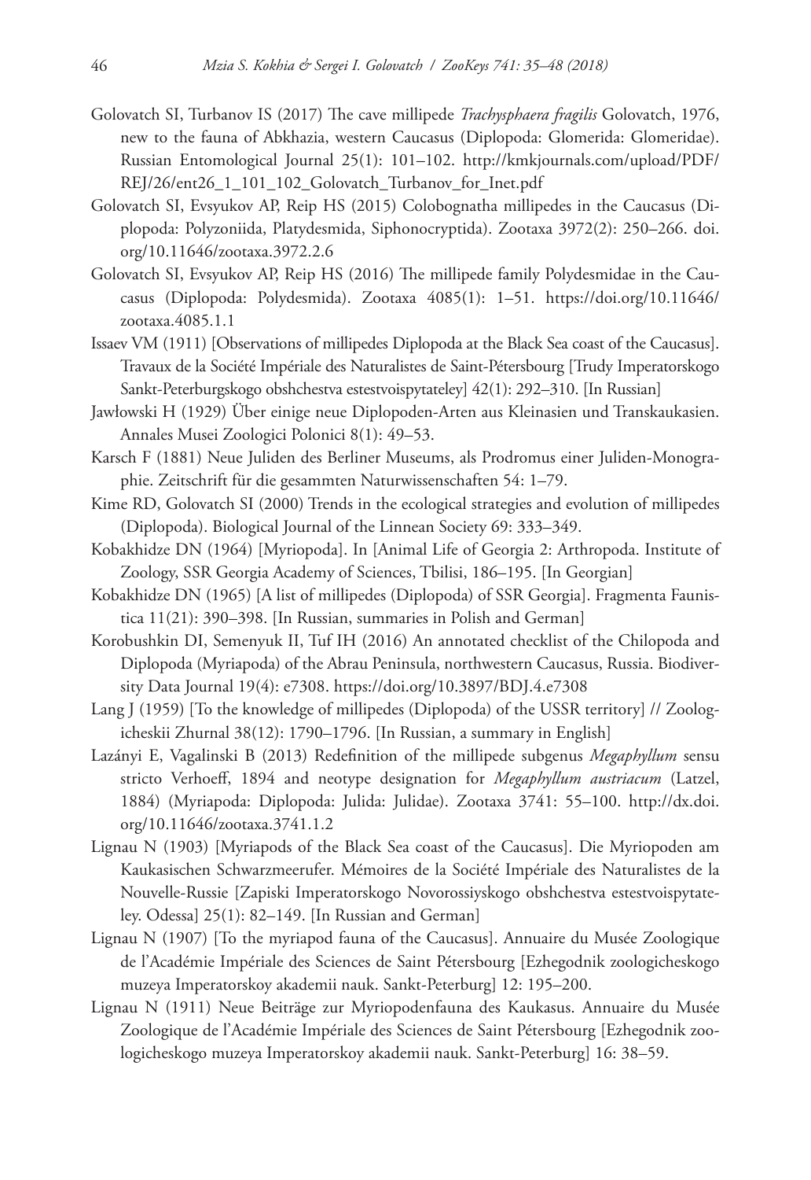Golovatch SI, Turbanov IS (2017) The cave millipede *Trachysphaera fragilis* Golovatch, 1976, new to the fauna of Abkhazia, western Caucasus (Diplopoda: Glomerida: Glomeridae). Russian Entomological Journal 25(1): 101–102. http://kmkjournals.com/upload/PDF/REJ/26/ent26_1_101_102_Golovatch_Turbanov_for_Inet.pdf

Golovatch SI, Evsyukov AP, Reip HS (2015) Colobognatha millipedes in the Caucasus (Diplopoda: Polyzoniida, Platydesmida, Siphonocryptida). Zootaxa 3972(2): 250–266. doi.org/10.11646/zootaxa.3972.2.6

Golovatch SI, Evsyukov AP, Reip HS (2016) The millipede family Polydesmidae in the Caucasus (Diplopoda: Polydesmida). Zootaxa 4085(1): 1–51. https://doi.org/10.11646/zootaxa.4085.1.1

Issaev VM (1911) [Observations of millipedes Diplopoda at the Black Sea coast of the Caucasus]. Travaux de la Société Impériale des Naturalistes de Saint-Pétersbourg [Trudy Imperatorskogo Sankt-Peterburgskogo obshchestva estestvoispytateley] 42(1): 292–310. [In Russian]

Jawłowski H (1929) Über einige neue Diplopoden-Arten aus Kleinasien und Transkaukasien. Annales Musei Zoologici Polonici 8(1): 49–53.

Karsch F (1881) Neue Juliden des Berliner Museums, als Prodromus einer Juliden-Monographie. Zeitschrift für die gesammten Naturwissenschaften 54: 1–79.

Kime RD, Golovatch SI (2000) Trends in the ecological strategies and evolution of millipedes (Diplopoda). Biological Journal of the Linnean Society 69: 333–349.

Kobakhidze DN (1964) [Myriopoda]. In [Animal Life of Georgia 2: Arthropoda. Institute of Zoology, SSR Georgia Academy of Sciences, Tbilisi, 186–195. [In Georgian]

Kobakhidze DN (1965) [A list of millipedes (Diplopoda) of SSR Georgia]. Fragmenta Faunistica 11(21): 390–398. [In Russian, summaries in Polish and German]

Korobushkin DI, Semenyuk II, Tuf IH (2016) An annotated checklist of the Chilopoda and Diplopoda (Myriapoda) of the Abrau Peninsula, northwestern Caucasus, Russia. Biodiversity Data Journal 19(4): e7308. https://doi.org/10.3897/BDJ.4.e7308

Lang J (1959) [To the knowledge of millipedes (Diplopoda) of the USSR territory] // Zoologicheskii Zhurnal 38(12): 1790–1796. [In Russian, a summary in English]

Lazányi E, Vagalinski B (2013) Redefinition of the millipede subgenus *Megaphyllum* sensu stricto Verhoeff, 1894 and neotype designation for *Megaphyllum austriacum* (Latzel, 1884) (Myriapoda: Diplopoda: Julida: Julidae). Zootaxa 3741: 55–100. http://dx.doi.org/10.11646/zootaxa.3741.1.2

Lignau N (1903) [Myriapods of the Black Sea coast of the Caucasus]. Die Myriopoden am Kaukasischen Schwarzmeerufer. Mémoires de la Société Impériale des Naturalistes de la Nouvelle-Russie [Zapiski Imperatorskogo Novorossiyskogo obshchestva estestvoispytateley. Odessa] 25(1): 82–149. [In Russian and German]

Lignau N (1907) [To the myriapod fauna of the Caucasus]. Annuaire du Musée Zoologique de l'Académie Impériale des Sciences de Saint Pétersbourg [Ezhegodnik zoologicheskogo muzeya Imperatorskoy akademii nauk. Sankt-Peterburg] 12: 195–200.

Lignau N (1911) Neue Beiträge zur Myriopodenfauna des Kaukasus. Annuaire du Musée Zoologique de l'Académie Impériale des Sciences de Saint Pétersbourg [Ezhegodnik zoologicheskogo muzeya Imperatorskoy akademii nauk. Sankt-Peterburg] 16: 38–59.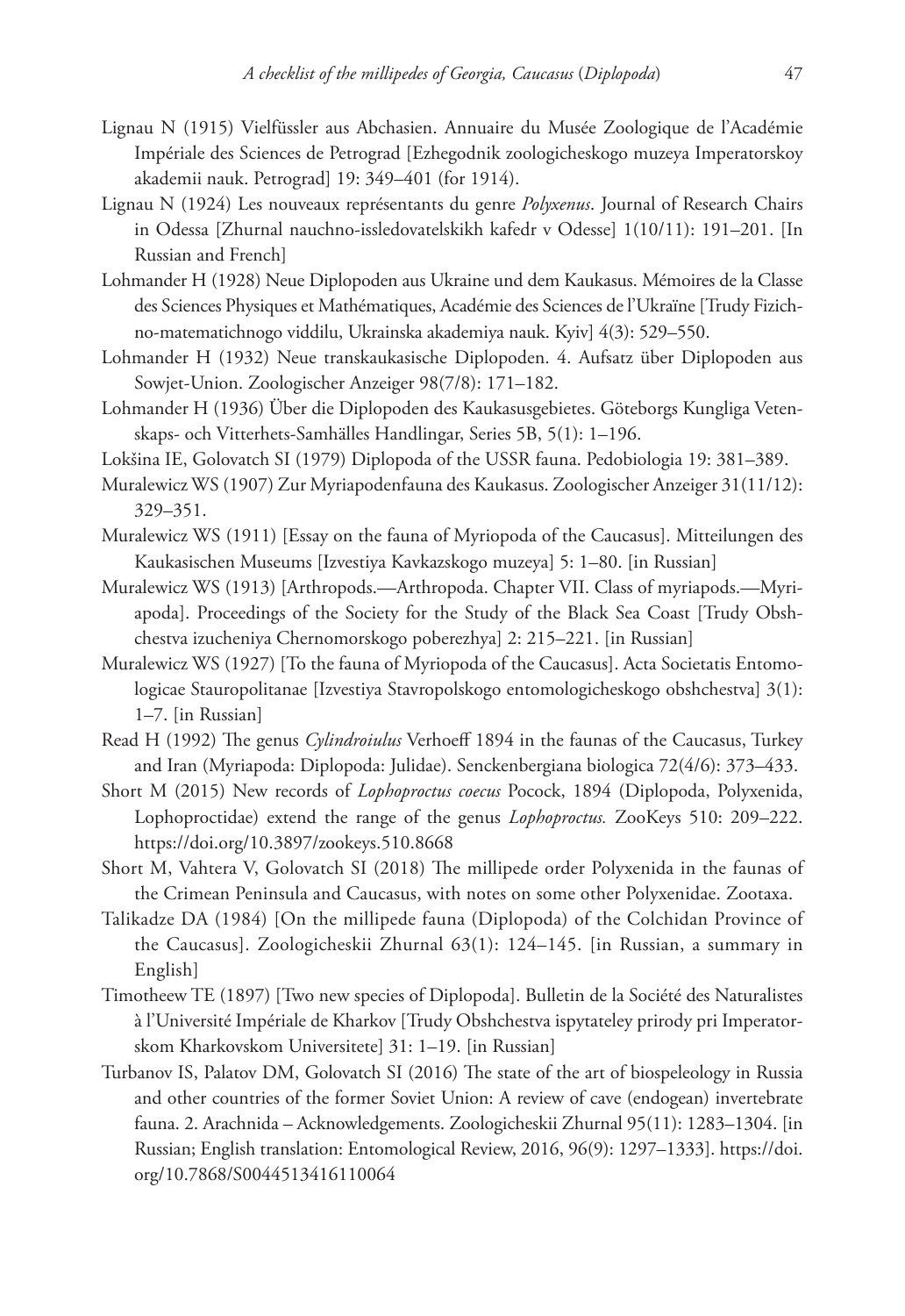Lignau N (1915) Vielfüssler aus Abchasien. Annuaire du Musée Zoologique de l'Académie Impériale des Sciences de Petrograd [Ezhegodnik zoologicheskogo muzeya Imperatorskoy akademii nauk. Petrograd] 19: 349–401 (for 1914).

Lignau N (1924) Les nouveaux représentants du genre *Polyxenus*. Journal of Research Chairs in Odessa [Zhurnal nauchno-issledovatelskikh kafedr v Odesse] 1(10/11): 191–201. [In Russian and French]

Lohmander H (1928) Neue Diplopoden aus Ukraine und dem Kaukasus. Mémoires de la Classe des Sciences Physiques et Mathématiques, Académie des Sciences de l'Ukraïne [Trudy Fizichno-matematichnogo viddilu, Ukrainska akademiya nauk. Kyiv] 4(3): 529–550.

Lohmander H (1932) Neue transkaukasische Diplopoden. 4. Aufsatz über Diplopoden aus Sowjet-Union. Zoologischer Anzeiger 98(7/8): 171–182.

Lohmander H (1936) Über die Diplopoden des Kaukasusgebietes. Göteborgs Kungliga Vetenskaps- och Vitterhets-Samhälles Handlingar, Series 5B, 5(1): 1–196.

Lokšina IE, Golovatch SI (1979) Diplopoda of the USSR fauna. Pedobiologia 19: 381–389.

Muralewicz WS (1907) Zur Myriapodenfauna des Kaukasus. Zoologischer Anzeiger 31(11/12): 329–351.

Muralewicz WS (1911) [Essay on the fauna of Myriopoda of the Caucasus]. Mitteilungen des Kaukasischen Museums [Izvestiya Kavkazskogo muzeya] 5: 1–80. [in Russian]

Muralewicz WS (1913) [Arthropods.—Arthropoda. Chapter VII. Class of myriapods.—Myriapoda]. Proceedings of the Society for the Study of the Black Sea Coast [Trudy Obshchestva izucheniya Chernomorskogo poberezhya] 2: 215–221. [in Russian]

Muralewicz WS (1927) [To the fauna of Myriopoda of the Caucasus]. Acta Societatis Entomologicae Stauropolitanae [Izvestiya Stavropolskogo entomologicheskogo obshchestva] 3(1): 1–7. [in Russian]

Read H (1992) The genus *Cylindroiulus* Verhoeff 1894 in the faunas of the Caucasus, Turkey and Iran (Myriapoda: Diplopoda: Julidae). Senckenbergiana biologica 72(4/6): 373–433.

Short M (2015) New records of *Lophoproctus coecus* Pocock, 1894 (Diplopoda, Polyxenida, Lophoproctidae) extend the range of the genus *Lophoproctus.* ZooKeys 510: 209–222. https://doi.org/10.3897/zookeys.510.8668

Short M, Vahtera V, Golovatch SI (2018) The millipede order Polyxenida in the faunas of the Crimean Peninsula and Caucasus, with notes on some other Polyxenidae. Zootaxa.

Talikadze DA (1984) [On the millipede fauna (Diplopoda) of the Colchidan Province of the Caucasus]. Zoologicheskii Zhurnal 63(1): 124–145. [in Russian, a summary in English]

Timotheew TE (1897) [Two new species of Diplopoda]. Bulletin de la Société des Naturalistes à l'Université Impériale de Kharkov [Trudy Obshchestva ispytateley prirody pri Imperatorskom Kharkovskom Universitete] 31: 1–19. [in Russian]

Turbanov IS, Palatov DM, Golovatch SI (2016) The state of the art of biospeleology in Russia and other countries of the former Soviet Union: A review of cave (endogean) invertebrate fauna. 2. Arachnida – Acknowledgements. Zoologicheskii Zhurnal 95(11): 1283–1304. [in Russian; English translation: Entomological Review, 2016, 96(9): 1297–1333]. https://doi.org/10.7868/S0044513416110064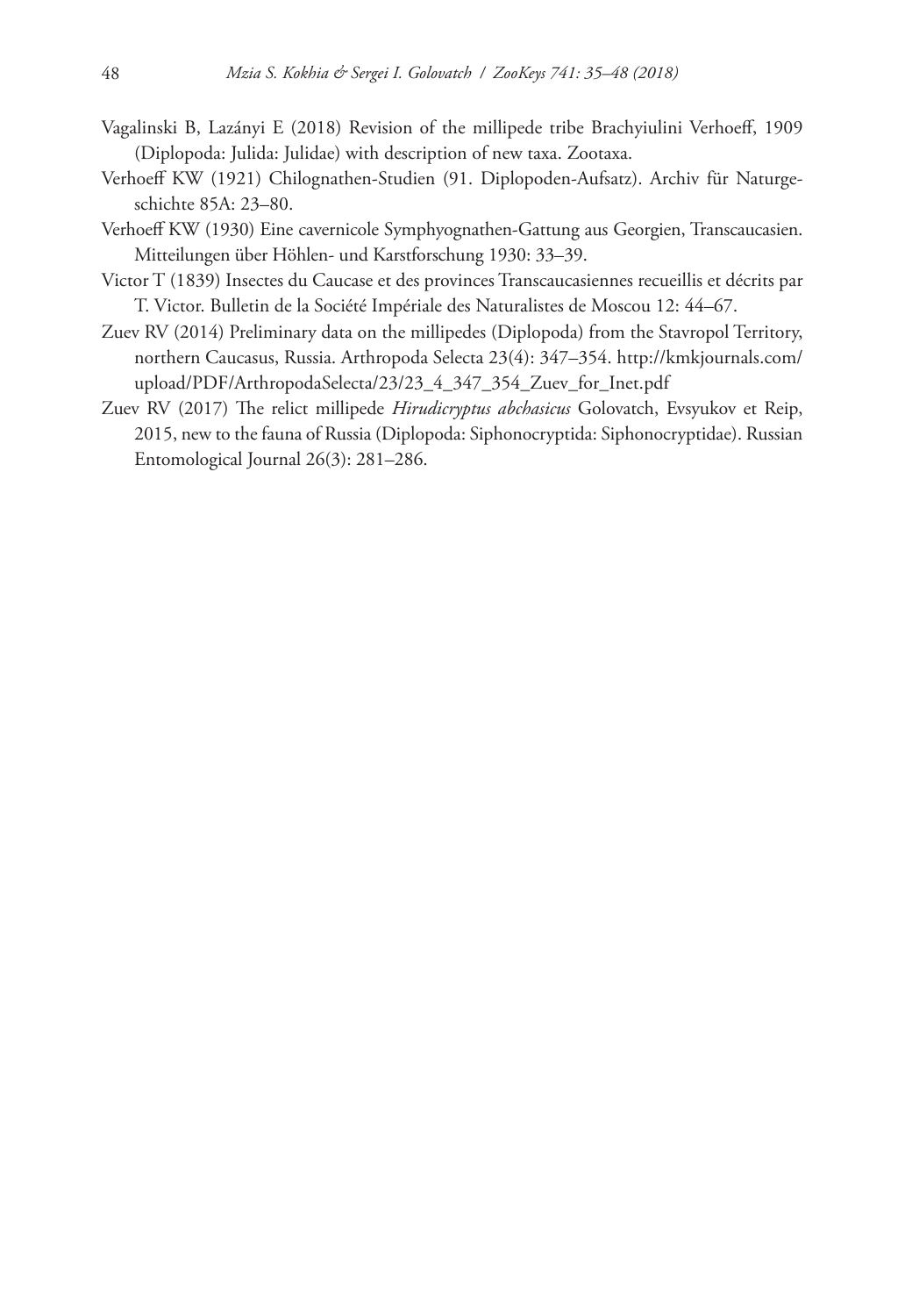Vagalinski B, Lazányi E (2018) Revision of the millipede tribe Brachyiulini Verhoeff, 1909 (Diplopoda: Julida: Julidae) with description of new taxa. Zootaxa.

Verhoeff KW (1921) Chilognathen-Studien (91. Diplopoden-Aufsatz). Archiv für Naturgeschichte 85A: 23–80.

Verhoeff KW (1930) Eine cavernicole Symphyognathen-Gattung aus Georgien, Transcaucasien. Mitteilungen über Höhlen- und Karstforschung 1930: 33–39.

Victor T (1839) Insectes du Caucase et des provinces Transcaucasiennes recueillis et décrits par T. Victor. Bulletin de la Société Impériale des Naturalistes de Moscou 12: 44–67.

Zuev RV (2014) Preliminary data on the millipedes (Diplopoda) from the Stavropol Territory, northern Caucasus, Russia. Arthropoda Selecta 23(4): 347–354. http://kmkjournals.com/upload/PDF/ArthropodaSelecta/23/23_4_347_354_Zuev_for_Inet.pdf

Zuev RV (2017) The relict millipede *Hirudicryptus abchasicus* Golovatch, Evsyukov et Reip, 2015, new to the fauna of Russia (Diplopoda: Siphonocryptida: Siphonocryptidae). Russian Entomological Journal 26(3): 281–286.